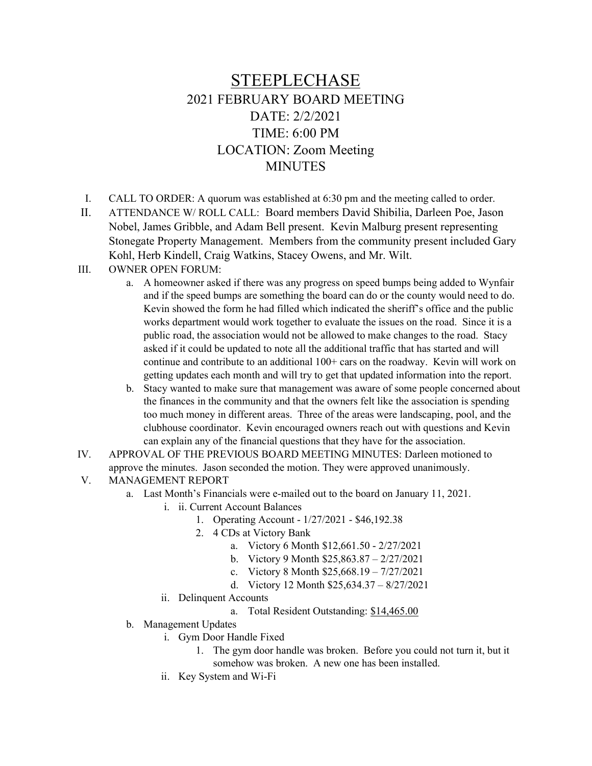# STEEPLECHASE

## 2021 FEBRUARY BOARD MEETING

## DATE: 2/2/2021

## TIME: 6:00 PM

## LOCATION: Zoom Meeting

## MINUTES

I. CALL TO ORDER: A quorum was established at 6:30 pm and the meeting called to order.

II. ATTENDANCE W/ ROLL CALL: Board members David Shibilia, Darleen Poe, Jason Nobel, James Gribble, and Adam Bell present. Kevin Malburg present representing Stonegate Property Management. Members from the community present included Gary Kohl, Herb Kindell, Craig Watkins, Stacey Owens, and Mr. Wilt.

III. OWNER OPEN FORUM:

   a. A homeowner asked if there was any progress on speed bumps being added to Wynfair and if the speed bumps are something the board can do or the county would need to do. Kevin showed the form he had filled which indicated the sheriff's office and the public works department would work together to evaluate the issues on the road. Since it is a public road, the association would not be allowed to make changes to the road. Stacy asked if it could be updated to note all the additional traffic that has started and will continue and contribute to an additional 100+ cars on the roadway. Kevin will work on getting updates each month and will try to get that updated information into the report.

   b. Stacy wanted to make sure that management was aware of some people concerned about the finances in the community and that the owners felt like the association is spending too much money in different areas. Three of the areas were landscaping, pool, and the clubhouse coordinator. Kevin encouraged owners reach out with questions and Kevin can explain any of the financial questions that they have for the association.

IV. APPROVAL OF THE PREVIOUS BOARD MEETING MINUTES: Darleen motioned to approve the minutes. Jason seconded the motion. They were approved unanimously.

V. MANAGEMENT REPORT

   a. Last Month's Financials were e-mailed out to the board on January 11, 2021.

      i. ii. Current Account Balances

         1. Operating Account - 1/27/2021 - $46,192.38

         2. 4 CDs at Victory Bank

            a. Victory 6 Month $12,661.50 - 2/27/2021

            b. Victory 9 Month $25,863.87 – 2/27/2021

            c. Victory 8 Month $25,668.19 – 7/27/2021

            d. Victory 12 Month $25,634.37 – 8/27/2021

      ii. Delinquent Accounts

            a. Total Resident Outstanding: $14,465.00

   b. Management Updates

      i. Gym Door Handle Fixed

         1. The gym door handle was broken. Before you could not turn it, but it somehow was broken. A new one has been installed.

      ii. Key System and Wi-Fi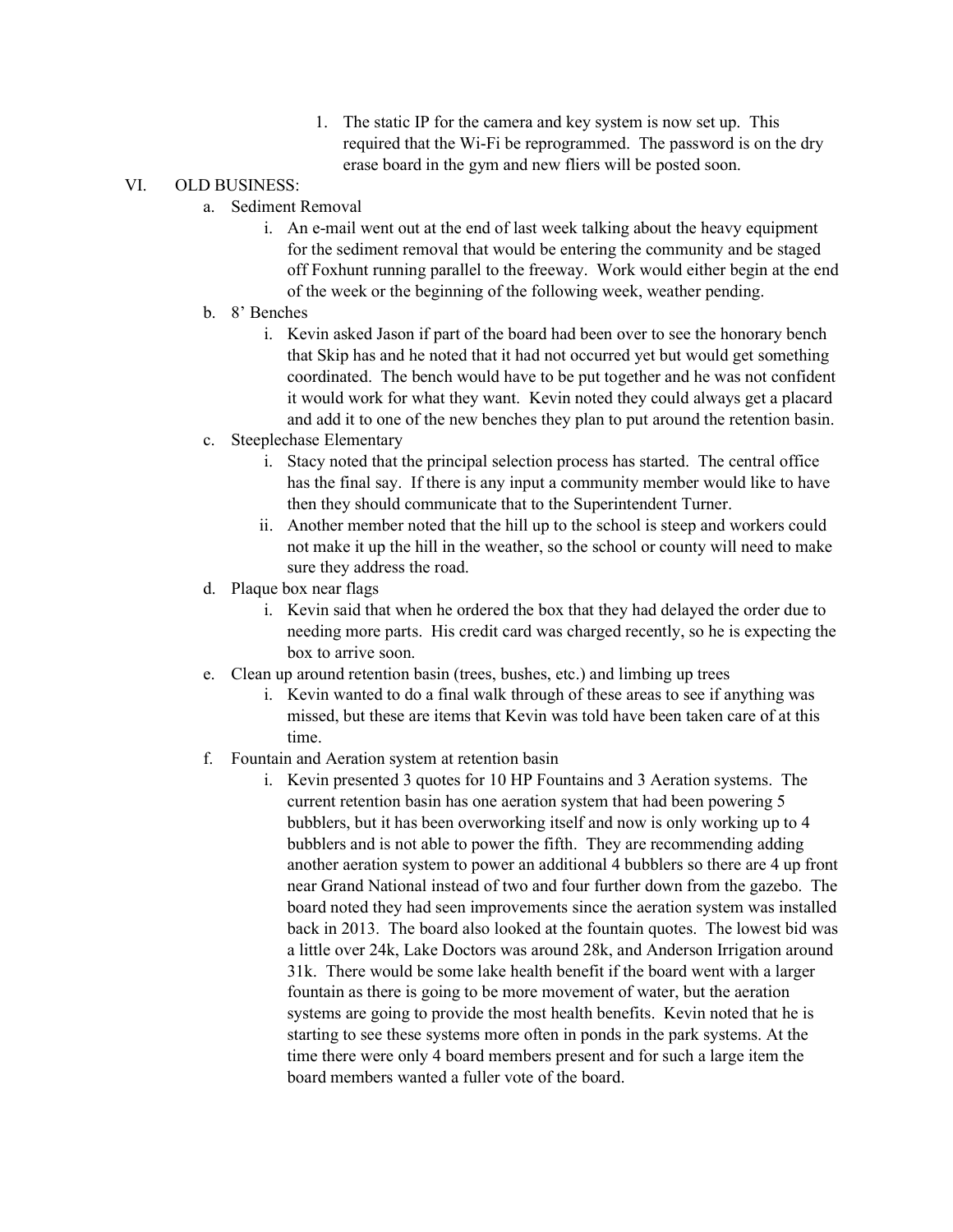1. The static IP for the camera and key system is now set up. This required that the Wi-Fi be reprogrammed. The password is on the dry erase board in the gym and new fliers will be posted soon.

VI. OLD BUSINESS:

a. Sediment Removal

   i. An e-mail went out at the end of last week talking about the heavy equipment for the sediment removal that would be entering the community and be staged off Foxhunt running parallel to the freeway. Work would either begin at the end of the week or the beginning of the following week, weather pending.

b. 8' Benches

   i. Kevin asked Jason if part of the board had been over to see the honorary bench that Skip has and he noted that it had not occurred yet but would get something coordinated. The bench would have to be put together and he was not confident it would work for what they want. Kevin noted they could always get a placard and add it to one of the new benches they plan to put around the retention basin.

c. Steeplechase Elementary

   i. Stacy noted that the principal selection process has started. The central office has the final say. If there is any input a community member would like to have then they should communicate that to the Superintendent Turner.

   ii. Another member noted that the hill up to the school is steep and workers could not make it up the hill in the weather, so the school or county will need to make sure they address the road.

d. Plaque box near flags

   i. Kevin said that when he ordered the box that they had delayed the order due to needing more parts. His credit card was charged recently, so he is expecting the box to arrive soon.

e. Clean up around retention basin (trees, bushes, etc.) and limbing up trees

   i. Kevin wanted to do a final walk through of these areas to see if anything was missed, but these are items that Kevin was told have been taken care of at this time.

f. Fountain and Aeration system at retention basin

   i. Kevin presented 3 quotes for 10 HP Fountains and 3 Aeration systems. The current retention basin has one aeration system that had been powering 5 bubblers, but it has been overworking itself and now is only working up to 4 bubblers and is not able to power the fifth. They are recommending adding another aeration system to power an additional 4 bubblers so there are 4 up front near Grand National instead of two and four further down from the gazebo. The board noted they had seen improvements since the aeration system was installed back in 2013. The board also looked at the fountain quotes. The lowest bid was a little over 24k, Lake Doctors was around 28k, and Anderson Irrigation around 31k. There would be some lake health benefit if the board went with a larger fountain as there is going to be more movement of water, but the aeration systems are going to provide the most health benefits. Kevin noted that he is starting to see these systems more often in ponds in the park systems. At the time there were only 4 board members present and for such a large item the board members wanted a fuller vote of the board.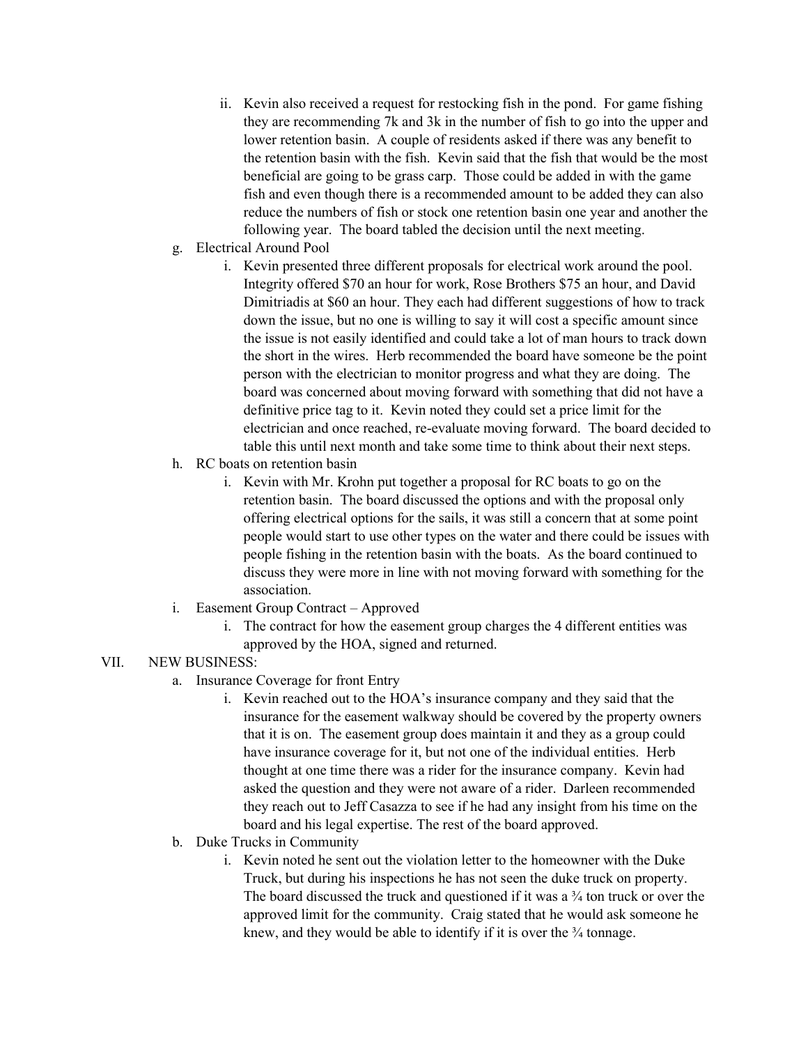ii. Kevin also received a request for restocking fish in the pond. For game fishing they are recommending 7k and 3k in the number of fish to go into the upper and lower retention basin. A couple of residents asked if there was any benefit to the retention basin with the fish. Kevin said that the fish that would be the most beneficial are going to be grass carp. Those could be added in with the game fish and even though there is a recommended amount to be added they can also reduce the numbers of fish or stock one retention basin one year and another the following year. The board tabled the decision until the next meeting.

g. Electrical Around Pool

   i. Kevin presented three different proposals for electrical work around the pool. Integrity offered $70 an hour for work, Rose Brothers $75 an hour, and David Dimitriadis at $60 an hour. They each had different suggestions of how to track down the issue, but no one is willing to say it will cost a specific amount since the issue is not easily identified and could take a lot of man hours to track down the short in the wires. Herb recommended the board have someone be the point person with the electrician to monitor progress and what they are doing. The board was concerned about moving forward with something that did not have a definitive price tag to it. Kevin noted they could set a price limit for the electrician and once reached, re-evaluate moving forward. The board decided to table this until next month and take some time to think about their next steps.

h. RC boats on retention basin

   i. Kevin with Mr. Krohn put together a proposal for RC boats to go on the retention basin. The board discussed the options and with the proposal only offering electrical options for the sails, it was still a concern that at some point people would start to use other types on the water and there could be issues with people fishing in the retention basin with the boats. As the board continued to discuss they were more in line with not moving forward with something for the association.

i. Easement Group Contract – Approved

   i. The contract for how the easement group charges the 4 different entities was approved by the HOA, signed and returned.

VII. NEW BUSINESS:

a. Insurance Coverage for front Entry

   i. Kevin reached out to the HOA's insurance company and they said that the insurance for the easement walkway should be covered by the property owners that it is on. The easement group does maintain it and they as a group could have insurance coverage for it, but not one of the individual entities. Herb thought at one time there was a rider for the insurance company. Kevin had asked the question and they were not aware of a rider. Darleen recommended they reach out to Jeff Casazza to see if he had any insight from his time on the board and his legal expertise. The rest of the board approved.

b. Duke Trucks in Community

   i. Kevin noted he sent out the violation letter to the homeowner with the Duke Truck, but during his inspections he has not seen the duke truck on property. The board discussed the truck and questioned if it was a ¾ ton truck or over the approved limit for the community. Craig stated that he would ask someone he knew, and they would be able to identify if it is over the ¾ tonnage.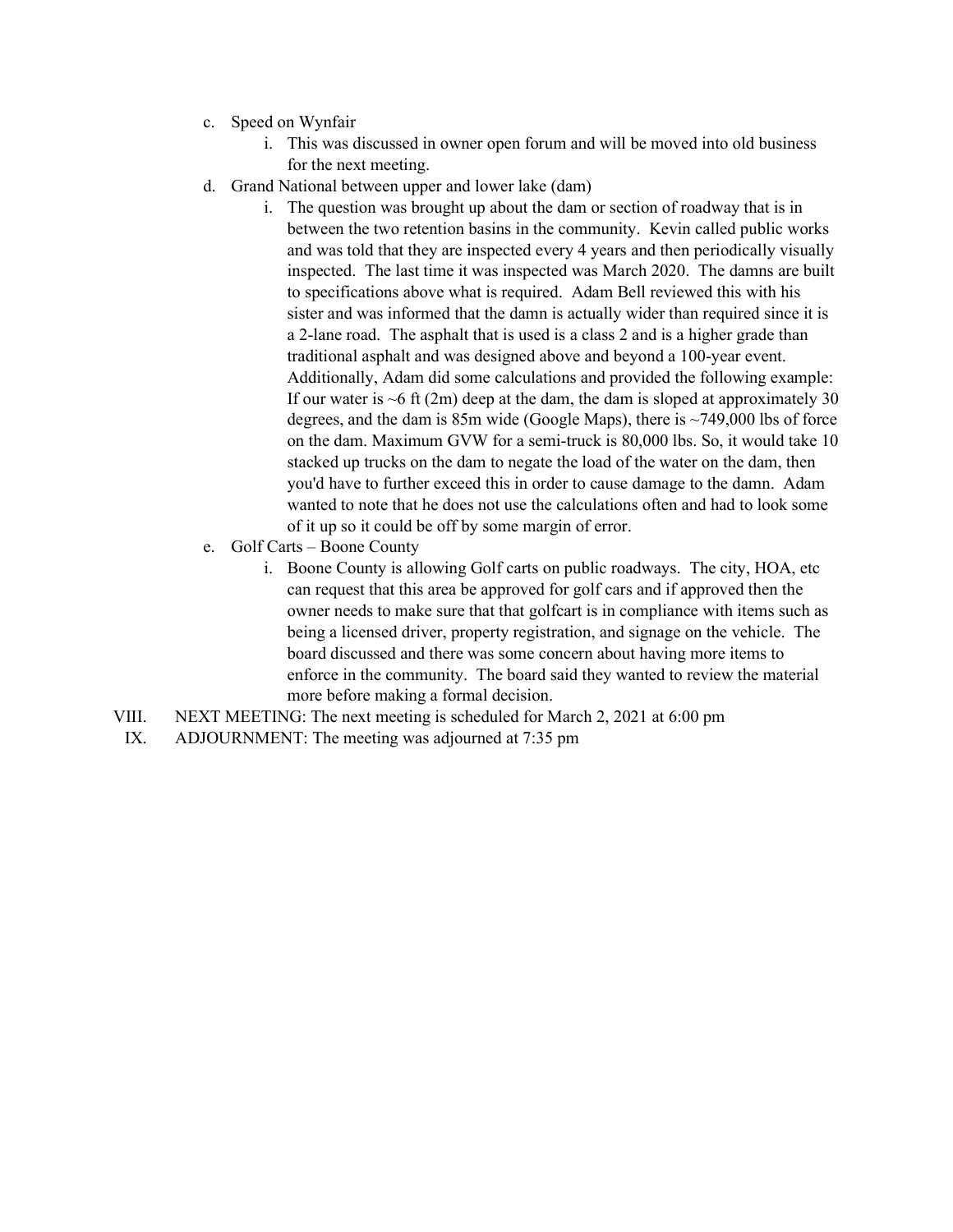c. Speed on Wynfair
   i. This was discussed in owner open forum and will be moved into old business for the next meeting.

d. Grand National between upper and lower lake (dam)
   i. The question was brought up about the dam or section of roadway that is in between the two retention basins in the community. Kevin called public works and was told that they are inspected every 4 years and then periodically visually inspected. The last time it was inspected was March 2020. The damns are built to specifications above what is required. Adam Bell reviewed this with his sister and was informed that the damn is actually wider than required since it is a 2-lane road. The asphalt that is used is a class 2 and is a higher grade than traditional asphalt and was designed above and beyond a 100-year event. Additionally, Adam did some calculations and provided the following example: If our water is ~6 ft (2m) deep at the dam, the dam is sloped at approximately 30 degrees, and the dam is 85m wide (Google Maps), there is ~749,000 lbs of force on the dam. Maximum GVW for a semi-truck is 80,000 lbs. So, it would take 10 stacked up trucks on the dam to negate the load of the water on the dam, then you'd have to further exceed this in order to cause damage to the damn. Adam wanted to note that he does not use the calculations often and had to look some of it up so it could be off by some margin of error.

e. Golf Carts – Boone County
   i. Boone County is allowing Golf carts on public roadways. The city, HOA, etc can request that this area be approved for golf cars and if approved then the owner needs to make sure that that golfcart is in compliance with items such as being a licensed driver, property registration, and signage on the vehicle. The board discussed and there was some concern about having more items to enforce in the community. The board said they wanted to review the material more before making a formal decision.

VIII. NEXT MEETING: The next meeting is scheduled for March 2, 2021 at 6:00 pm

IX. ADJOURNMENT: The meeting was adjourned at 7:35 pm